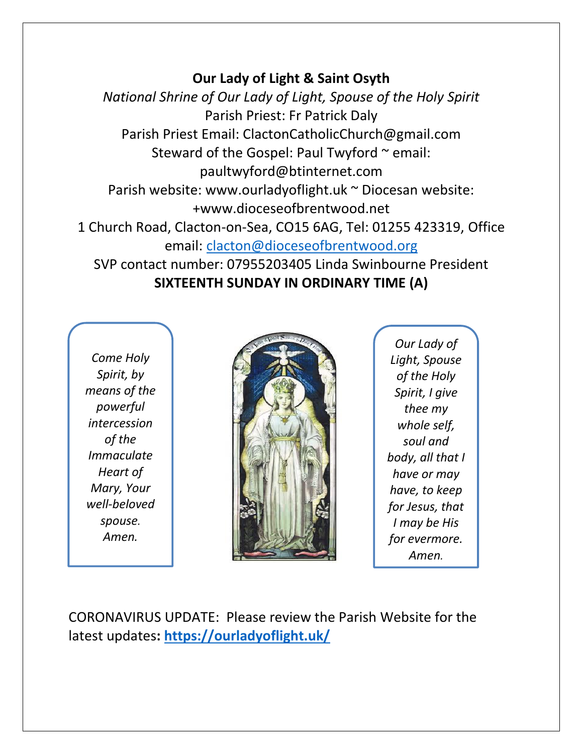**Our Lady of Light & Saint Osyth**

*National Shrine of Our Lady of Light, Spouse of the Holy Spirit*

Parish Priest: Fr Patrick Daly

Parish Priest Email: ClactonCatholicChurch@gmail.com

Steward of the Gospel: Paul Twyford ~ email: paultwyford@btinternet.com

Parish website: www.ourladyoflight.uk ~ Diocesan website: +www.dioceseofbrentwood.net

1 Church Road, Clacton-on-Sea, CO15 6AG, Tel: 01255 423319, Office email: [clacton@dioceseofbrentwood.org](mailto:clacton@dioceseofbrentwood.org)

SVP contact number: 07955203405 Linda Swinbourne President

**SIXTEENTH SUNDAY IN ORDINARY TIME (A)**

*Come Holy Spirit, by means of the powerful intercession of the Immaculate Heart of Mary, Your well-beloved spouse. Amen.*

*Our Lady of Light, Spouse of the Holy Spirit, I give thee my whole self, soul and body, all that I have or may have, to keep for Jesus, that I may be His for evermore. Amen.*

CORONAVIRUS UPDATE: Please review the Parish Website for the latest updates**: [https://ourladyoflight.uk/](https://ourladyoflight.uk/)**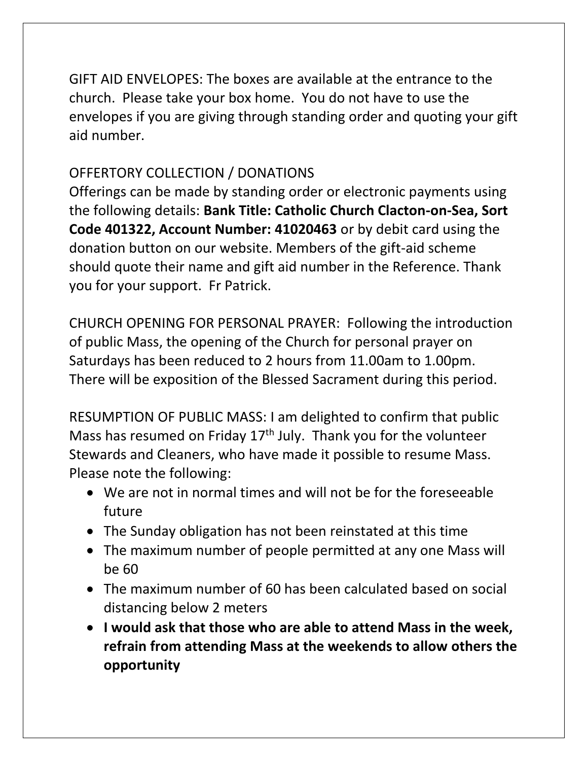GIFT AID ENVELOPES: The boxes are available at the entrance to the church. Please take your box home. You do not have to use the envelopes if you are giving through standing order and quoting your gift aid number.

OFFERTORY COLLECTION / DONATIONS

Offerings can be made by standing order or electronic payments using the following details: **Bank Title: Catholic Church Clacton-on-Sea, Sort Code 401322, Account Number: 41020463** or by debit card using the donation button on our website. Members of the gift-aid scheme should quote their name and gift aid number in the Reference. Thank you for your support. Fr Patrick.

CHURCH OPENING FOR PERSONAL PRAYER: Following the introduction of public Mass, the opening of the Church for personal prayer on Saturdays has been reduced to 2 hours from 11.00am to 1.00pm. There will be exposition of the Blessed Sacrament during this period.

RESUMPTION OF PUBLIC MASS: I am delighted to confirm that public Mass has resumed on Friday 17th July. Thank you for the volunteer Stewards and Cleaners, who have made it possible to resume Mass. Please note the following:

- We are not in normal times and will not be for the foreseeable future
- The Sunday obligation has not been reinstated at this time
- The maximum number of people permitted at any one Mass will be 60
- The maximum number of 60 has been calculated based on social distancing below 2 meters
- **I would ask that those who are able to attend Mass in the week, refrain from attending Mass at the weekends to allow others the opportunity**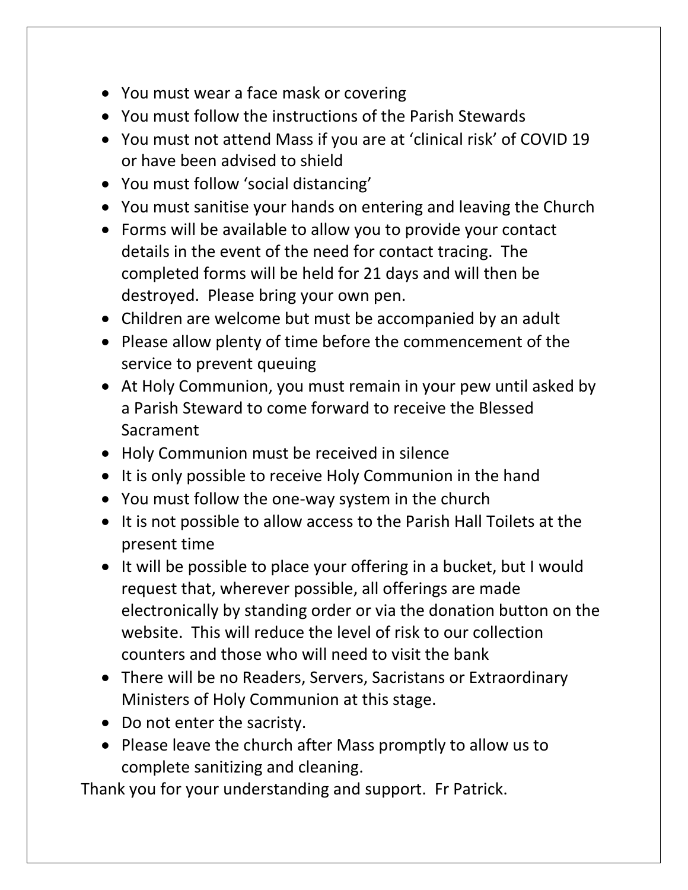- You must wear a face mask or covering
- You must follow the instructions of the Parish Stewards
- You must not attend Mass if you are at 'clinical risk' of COVID 19 or have been advised to shield
- You must follow 'social distancing'
- You must sanitise your hands on entering and leaving the Church
- Forms will be available to allow you to provide your contact details in the event of the need for contact tracing. The completed forms will be held for 21 days and will then be destroyed. Please bring your own pen.
- Children are welcome but must be accompanied by an adult
- Please allow plenty of time before the commencement of the service to prevent queuing
- At Holy Communion, you must remain in your pew until asked by a Parish Steward to come forward to receive the Blessed Sacrament
- Holy Communion must be received in silence
- It is only possible to receive Holy Communion in the hand
- You must follow the one-way system in the church
- It is not possible to allow access to the Parish Hall Toilets at the present time
- It will be possible to place your offering in a bucket, but I would request that, wherever possible, all offerings are made electronically by standing order or via the donation button on the website. This will reduce the level of risk to our collection counters and those who will need to visit the bank
- There will be no Readers, Servers, Sacristans or Extraordinary Ministers of Holy Communion at this stage.
- Do not enter the sacristy.
- Please leave the church after Mass promptly to allow us to complete sanitizing and cleaning.

Thank you for your understanding and support. Fr Patrick.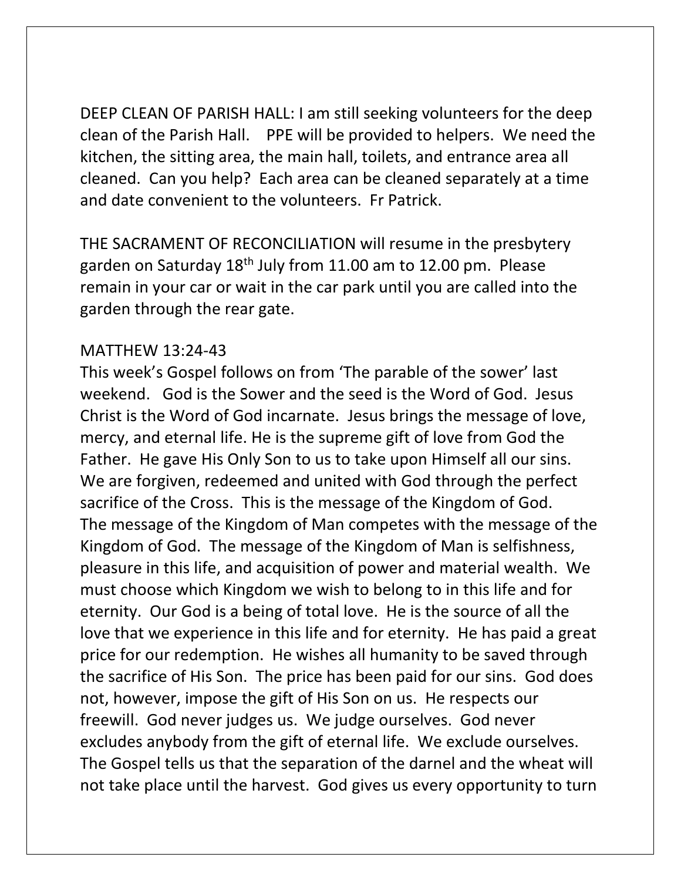DEEP CLEAN OF PARISH HALL: I am still seeking volunteers for the deep clean of the Parish Hall. PPE will be provided to helpers. We need the kitchen, the sitting area, the main hall, toilets, and entrance area all cleaned. Can you help? Each area can be cleaned separately at a time and date convenient to the volunteers. Fr Patrick.

THE SACRAMENT OF RECONCILIATION will resume in the presbytery garden on Saturday 18th July from 11.00 am to 12.00 pm. Please remain in your car or wait in the car park until you are called into the garden through the rear gate.

MATTHEW 13:24-43

This week's Gospel follows on from 'The parable of the sower' last weekend. God is the Sower and the seed is the Word of God. Jesus Christ is the Word of God incarnate. Jesus brings the message of love, mercy, and eternal life. He is the supreme gift of love from God the Father. He gave His Only Son to us to take upon Himself all our sins. We are forgiven, redeemed and united with God through the perfect sacrifice of the Cross. This is the message of the Kingdom of God. The message of the Kingdom of Man competes with the message of the Kingdom of God. The message of the Kingdom of Man is selfishness, pleasure in this life, and acquisition of power and material wealth. We must choose which Kingdom we wish to belong to in this life and for eternity. Our God is a being of total love. He is the source of all the love that we experience in this life and for eternity. He has paid a great price for our redemption. He wishes all humanity to be saved through the sacrifice of His Son. The price has been paid for our sins. God does not, however, impose the gift of His Son on us. He respects our freewill. God never judges us. We judge ourselves. God never excludes anybody from the gift of eternal life. We exclude ourselves. The Gospel tells us that the separation of the darnel and the wheat will not take place until the harvest. God gives us every opportunity to turn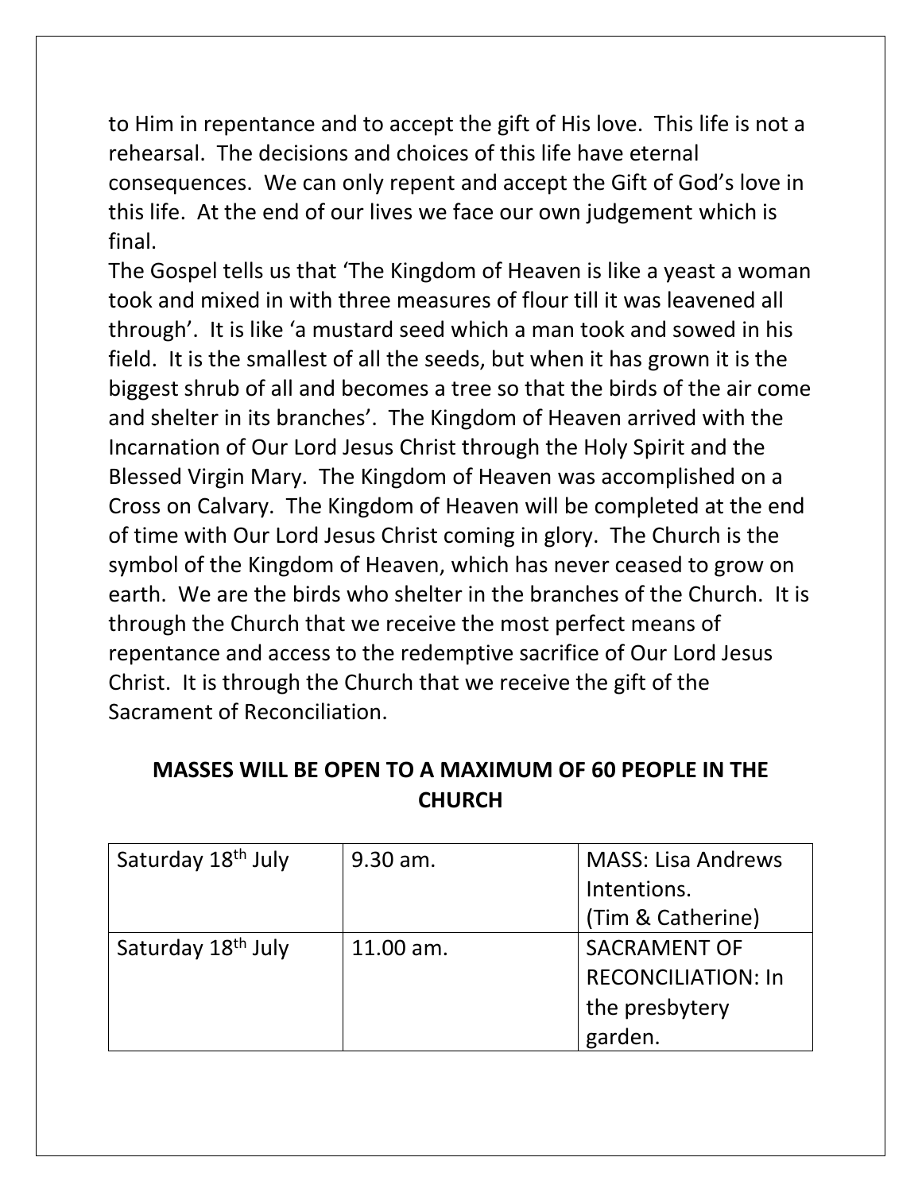to Him in repentance and to accept the gift of His love. This life is not a rehearsal. The decisions and choices of this life have eternal consequences. We can only repent and accept the Gift of God's love in this life. At the end of our lives we face our own judgement which is final.

The Gospel tells us that 'The Kingdom of Heaven is like a yeast a woman took and mixed in with three measures of flour till it was leavened all through'. It is like 'a mustard seed which a man took and sowed in his field. It is the smallest of all the seeds, but when it has grown it is the biggest shrub of all and becomes a tree so that the birds of the air come and shelter in its branches'. The Kingdom of Heaven arrived with the Incarnation of Our Lord Jesus Christ through the Holy Spirit and the Blessed Virgin Mary. The Kingdom of Heaven was accomplished on a Cross on Calvary. The Kingdom of Heaven will be completed at the end of time with Our Lord Jesus Christ coming in glory. The Church is the symbol of the Kingdom of Heaven, which has never ceased to grow on earth. We are the birds who shelter in the branches of the Church. It is through the Church that we receive the most perfect means of repentance and access to the redemptive sacrifice of Our Lord Jesus Christ. It is through the Church that we receive the gift of the Sacrament of Reconciliation.

**MASSES WILL BE OPEN TO A MAXIMUM OF 60 PEOPLE IN THE CHURCH**

| | | |
|---|---|---|
| Saturday 18th July | 9.30 am. | MASS: Lisa Andrews Intentions. (Tim & Catherine) |
| Saturday 18th July | 11.00 am. | SACRAMENT OF RECONCILIATION: In the presbytery garden. |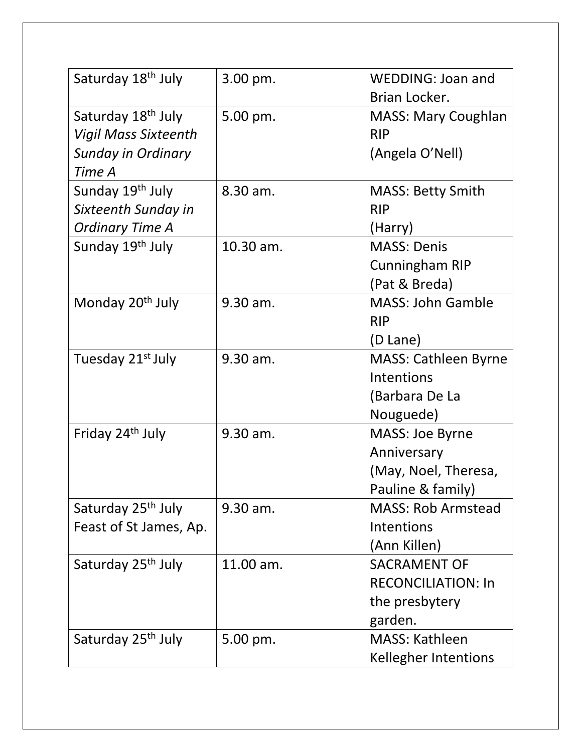| Saturday 18th July | 3.00 pm. | WEDDING: Joan and Brian Locker. |
|---|---|---|
| Saturday 18th July *Vigil Mass Sixteenth Sunday in Ordinary Time A* | 5.00 pm. | MASS: Mary Coughlan RIP (Angela O'Nell) |
| Sunday 19th July *Sixteenth Sunday in Ordinary Time A* | 8.30 am. | MASS: Betty Smith RIP (Harry) |
| Sunday 19th July | 10.30 am. | MASS: Denis Cunningham RIP (Pat & Breda) |
| Monday 20th July | 9.30 am. | MASS: John Gamble RIP (D Lane) |
| Tuesday 21st July | 9.30 am. | MASS: Cathleen Byrne Intentions (Barbara De La Nouguede) |
| Friday 24th July | 9.30 am. | MASS: Joe Byrne Anniversary (May, Noel, Theresa, Pauline & family) |
| Saturday 25th July Feast of St James, Ap. | 9.30 am. | MASS: Rob Armstead Intentions (Ann Killen) |
| Saturday 25th July | 11.00 am. | SACRAMENT OF RECONCILIATION: In the presbytery garden. |
| Saturday 25th July | 5.00 pm. | MASS: Kathleen Kellegher Intentions |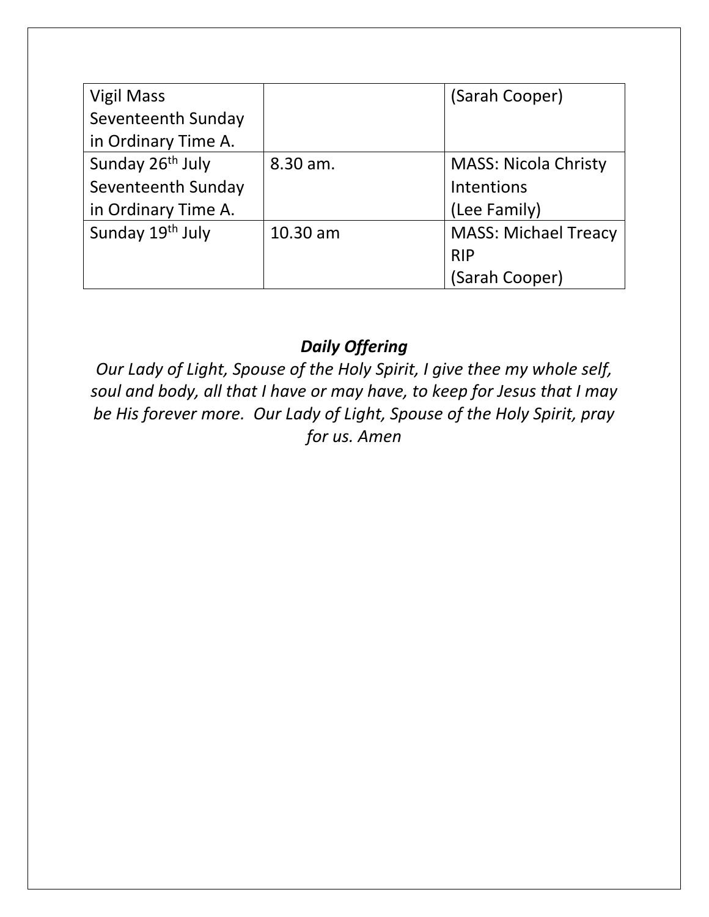| | | |
|---|---|---|
| Vigil Mass Seventeenth Sunday in Ordinary Time A. | | (Sarah Cooper) |
| Sunday 26th July Seventeenth Sunday in Ordinary Time A. | 8.30 am. | MASS: Nicola Christy Intentions (Lee Family) |
| Sunday 19th July | 10.30 am | MASS: Michael Treacy RIP (Sarah Cooper) |

***Daily Offering***

*Our Lady of Light, Spouse of the Holy Spirit, I give thee my whole self, soul and body, all that I have or may have, to keep for Jesus that I may be His forever more. Our Lady of Light, Spouse of the Holy Spirit, pray for us. Amen*